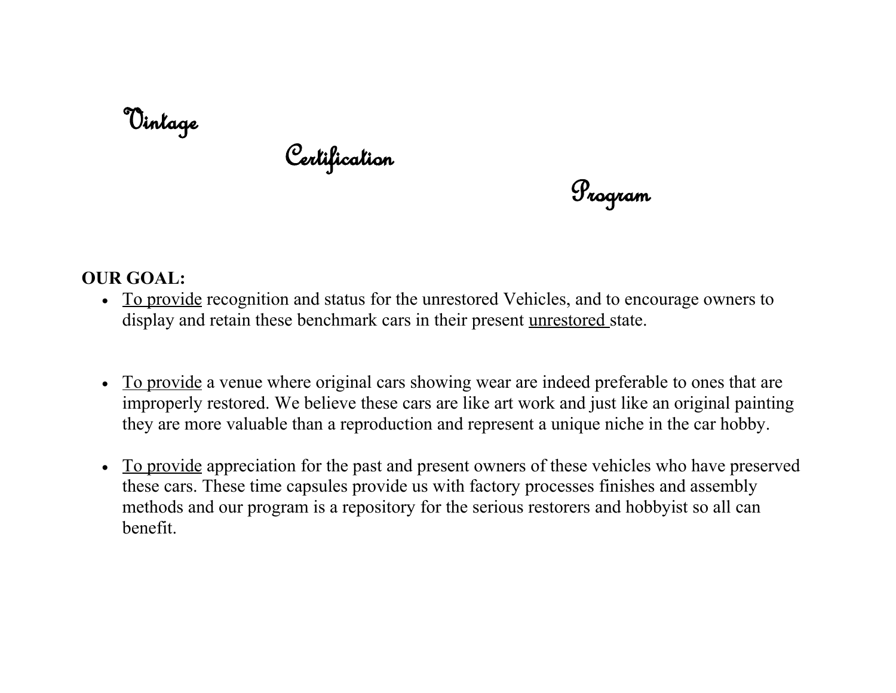# Vintage Certification Program

**OUR GOAL:**

- <u>To provide</u> recognition and status for the unrestored Vehicles, and to encourage owners to display and retain these benchmark cars in their present <u>unrestored</u> state.

- <u>To provide</u> a venue where original cars showing wear are indeed preferable to ones that are improperly restored. We believe these cars are like art work and just like an original painting they are more valuable than a reproduction and represent a unique niche in the car hobby.

- <u>To provide</u> appreciation for the past and present owners of these vehicles who have preserved these cars. These time capsules provide us with factory processes finishes and assembly methods and our program is a repository for the serious restorers and hobbyist so all can benefit.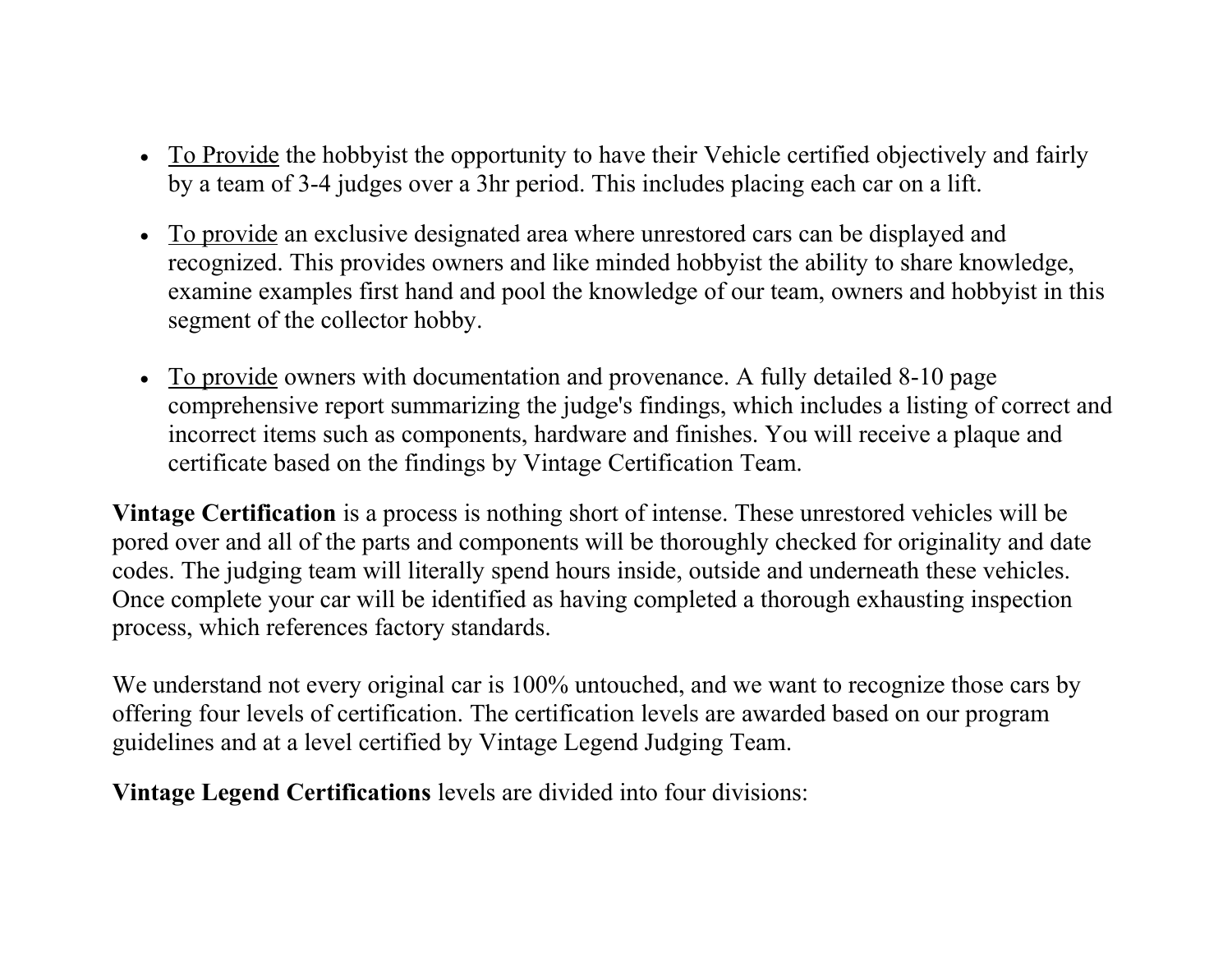- <u>To Provide</u> the hobbyist the opportunity to have their Vehicle certified objectively and fairly by a team of 3-4 judges over a 3hr period. This includes placing each car on a lift.

- <u>To provide</u> an exclusive designated area where unrestored cars can be displayed and recognized. This provides owners and like minded hobbyist the ability to share knowledge, examine examples first hand and pool the knowledge of our team, owners and hobbyist in this segment of the collector hobby.

- <u>To provide</u> owners with documentation and provenance. A fully detailed 8-10 page comprehensive report summarizing the judge's findings, which includes a listing of correct and incorrect items such as components, hardware and finishes. You will receive a plaque and certificate based on the findings by Vintage Certification Team.

**Vintage Certification** is a process is nothing short of intense. These unrestored vehicles will be pored over and all of the parts and components will be thoroughly checked for originality and date codes. The judging team will literally spend hours inside, outside and underneath these vehicles. Once complete your car will be identified as having completed a thorough exhausting inspection process, which references factory standards.

We understand not every original car is 100% untouched, and we want to recognize those cars by offering four levels of certification. The certification levels are awarded based on our program guidelines and at a level certified by Vintage Legend Judging Team.

**Vintage Legend Certifications** levels are divided into four divisions: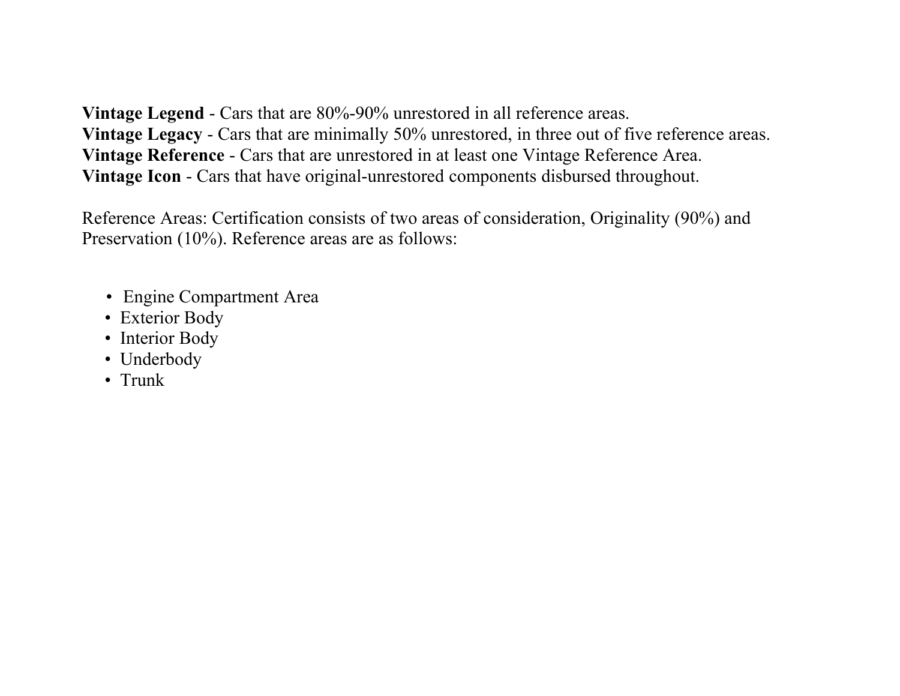**Vintage Legend** - Cars that are 80%-90% unrestored in all reference areas.
**Vintage Legacy** - Cars that are minimally 50% unrestored, in three out of five reference areas.
**Vintage Reference** - Cars that are unrestored in at least one Vintage Reference Area.
**Vintage Icon** - Cars that have original-unrestored components disbursed throughout.

Reference Areas: Certification consists of two areas of consideration, Originality (90%) and Preservation (10%). Reference areas are as follows:

- Engine Compartment Area
- Exterior Body
- Interior Body
- Underbody
- Trunk